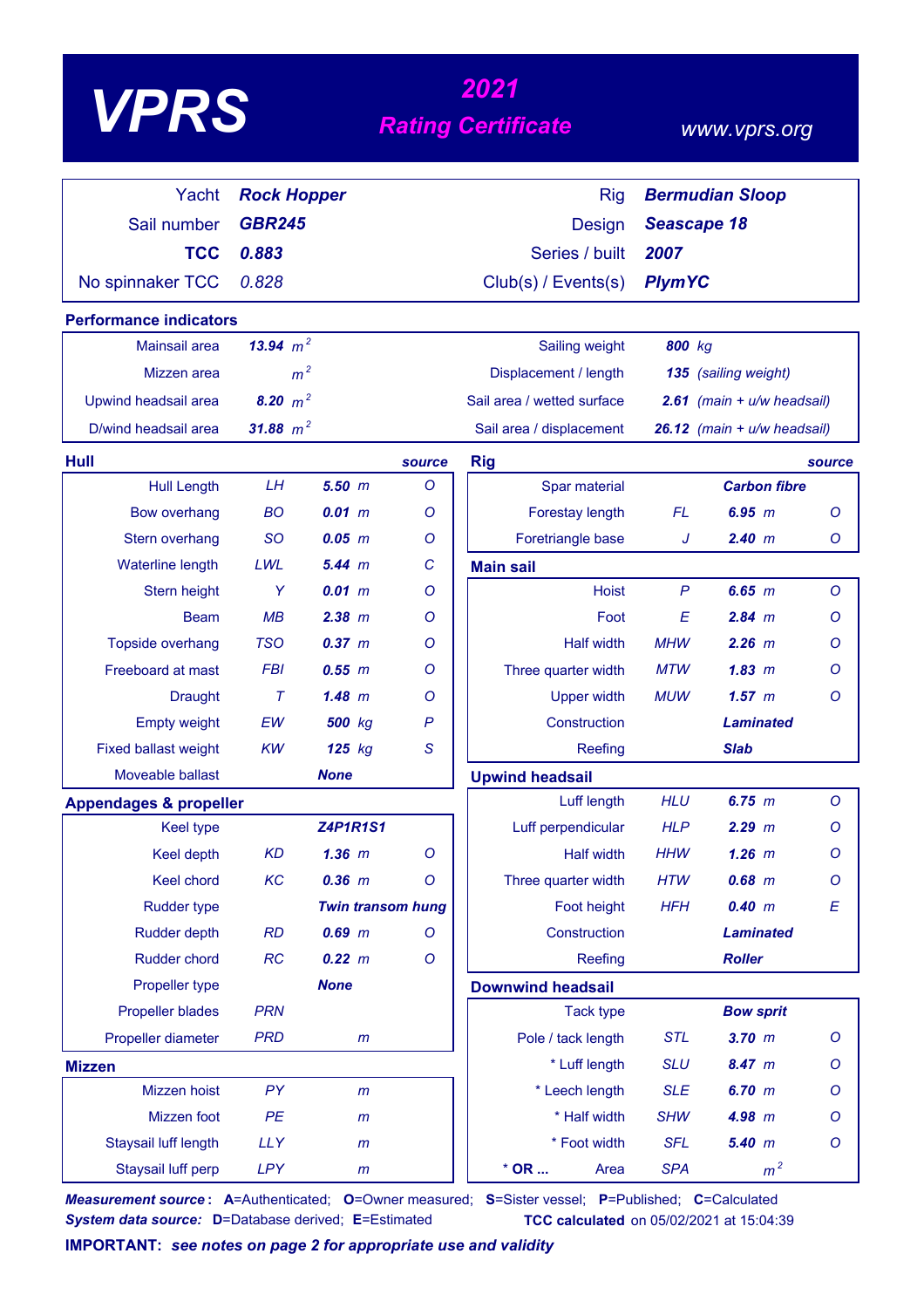# VPRS

## 2021 Rating Certificate

www.vprs.org

| | | | |
|---|---|---|---|
| Yacht | **Rock Hopper** | Rig | **Bermudian Sloop** |
| Sail number | **GBR245** | Design | **Seascape 18** |
| **TCC** | **0.883** | Series / built | **2007** |
| No spinnaker TCC | 0.828 | Club(s) / Events(s) | **PlymYC** |

## Performance indicators

| | | | |
|---|---|---|---|
| Mainsail area | **13.94** $m^2$ | Sailing weight | **800** kg |
| Mizzen area | $m^2$ | Displacement / length | **135** (sailing weight) |
| Upwind headsail area | **8.20** $m^2$ | Sail area / wetted surface | **2.61** (main + u/w headsail) |
| D/wind headsail area | **31.88** $m^2$ | Sail area / displacement | **26.12** (main + u/w headsail) |

## Hull

| | | | source |
|---|---|---|---|
| Hull Length | LH | **5.50** m | O |
| Bow overhang | BO | **0.01** m | O |
| Stern overhang | SO | **0.05** m | O |
| Waterline length | LWL | **5.44** m | C |
| Stern height | Y | **0.01** m | O |
| Beam | MB | **2.38** m | O |
| Topside overhang | TSO | **0.37** m | O |
| Freeboard at mast | FBI | **0.55** m | O |
| Draught | T | **1.48** m | O |
| Empty weight | EW | **500** kg | P |
| Fixed ballast weight | KW | **125** kg | S |
| Moveable ballast | | **None** | |

## Appendages & propeller

| | | | |
|---|---|---|---|
| Keel type | | **Z4P1R1S1** | |
| Keel depth | KD | **1.36** m | O |
| Keel chord | KC | **0.36** m | O |
| Rudder type | | **Twin transom hung** | |
| Rudder depth | RD | **0.69** m | O |
| Rudder chord | RC | **0.22** m | O |
| Propeller type | | **None** | |
| Propeller blades | PRN | | |
| Propeller diameter | PRD | m | |

## Mizzen

| | | | |
|---|---|---|---|
| Mizzen hoist | PY | m | |
| Mizzen foot | PE | m | |
| Staysail luff length | LLY | m | |
| Staysail luff perp | LPY | m | |

## Rig

| | | | source |
|---|---|---|---|
| Spar material | | **Carbon fibre** | |
| Forestay length | FL | **6.95** m | O |
| Foretriangle base | J | **2.40** m | O |

## Main sail

| | | | |
|---|---|---|---|
| Hoist | P | **6.65** m | O |
| Foot | E | **2.84** m | O |
| Half width | MHW | **2.26** m | O |
| Three quarter width | MTW | **1.83** m | O |
| Upper width | MUW | **1.57** m | O |
| Construction | | **Laminated** | |
| Reefing | | **Slab** | |

## Upwind headsail

| | | | |
|---|---|---|---|
| Luff length | HLU | **6.75** m | O |
| Luff perpendicular | HLP | **2.29** m | O |
| Half width | HHW | **1.26** m | O |
| Three quarter width | HTW | **0.68** m | O |
| Foot height | HFH | **0.40** m | E |
| Construction | | **Laminated** | |
| Reefing | | **Roller** | |

## Downwind headsail

| | | | |
|---|---|---|---|
| Tack type | | **Bow sprit** | |
| Pole / tack length | STL | **3.70** m | O |
| * Luff length | SLU | **8.47** m | O |
| * Leech length | SLE | **6.70** m | O |
| * Half width | SHW | **4.98** m | O |
| * Foot width | SFL | **5.40** m | O |
| * **OR ...** Area | SPA | $m^2$ | |

***Measurement source*:** **A**=Authenticated; **O**=Owner measured; **S**=Sister vessel; **P**=Published; **C**=Calculated
***System data source:*** **D**=Database derived; **E**=Estimated

**TCC calculated** on 05/02/2021 at 15:04:39

**IMPORTANT:** ***see notes on page 2 for appropriate use and validity***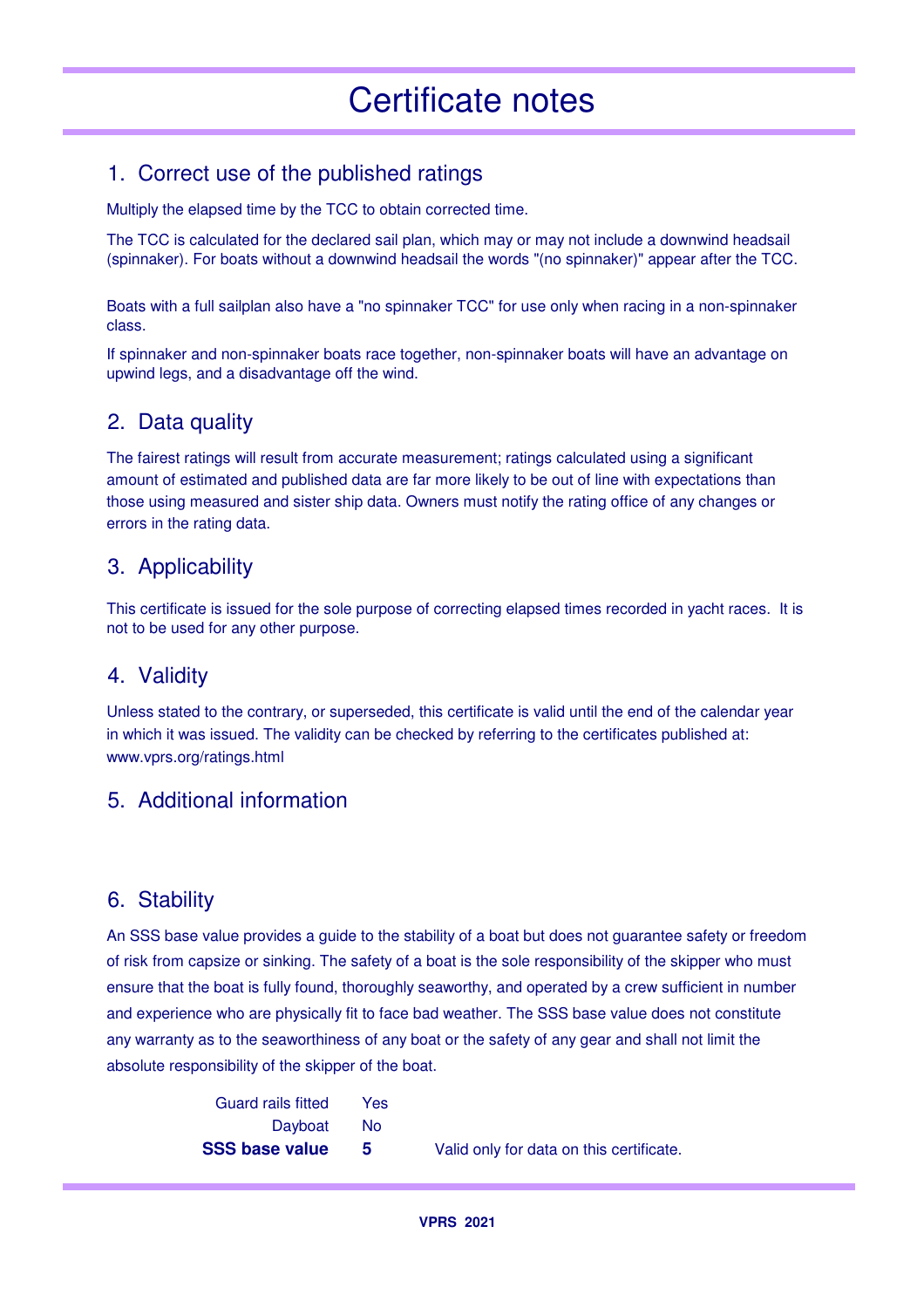# Certificate notes

## 1. Correct use of the published ratings

Multiply the elapsed time by the TCC to obtain corrected time.

The TCC is calculated for the declared sail plan, which may or may not include a downwind headsail (spinnaker). For boats without a downwind headsail the words "(no spinnaker)" appear after the TCC.

Boats with a full sailplan also have a "no spinnaker TCC" for use only when racing in a non-spinnaker class.

If spinnaker and non-spinnaker boats race together, non-spinnaker boats will have an advantage on upwind legs, and a disadvantage off the wind.

## 2. Data quality

The fairest ratings will result from accurate measurement; ratings calculated using a significant amount of estimated and published data are far more likely to be out of line with expectations than those using measured and sister ship data. Owners must notify the rating office of any changes or errors in the rating data.

## 3. Applicability

This certificate is issued for the sole purpose of correcting elapsed times recorded in yacht races. It is not to be used for any other purpose.

## 4. Validity

Unless stated to the contrary, or superseded, this certificate is valid until the end of the calendar year in which it was issued. The validity can be checked by referring to the certificates published at: www.vprs.org/ratings.html

## 5. Additional information

## 6. Stability

An SSS base value provides a guide to the stability of a boat but does not guarantee safety or freedom of risk from capsize or sinking. The safety of a boat is the sole responsibility of the skipper who must ensure that the boat is fully found, thoroughly seaworthy, and operated by a crew sufficient in number and experience who are physically fit to face bad weather. The SSS base value does not constitute any warranty as to the seaworthiness of any boat or the safety of any gear and shall not limit the absolute responsibility of the skipper of the boat.

| | | |
|---|---|---|
| Guard rails fitted | Yes | |
| Dayboat | No | |
| **SSS base value** | **5** | Valid only for data on this certificate. |

**VPRS 2021**